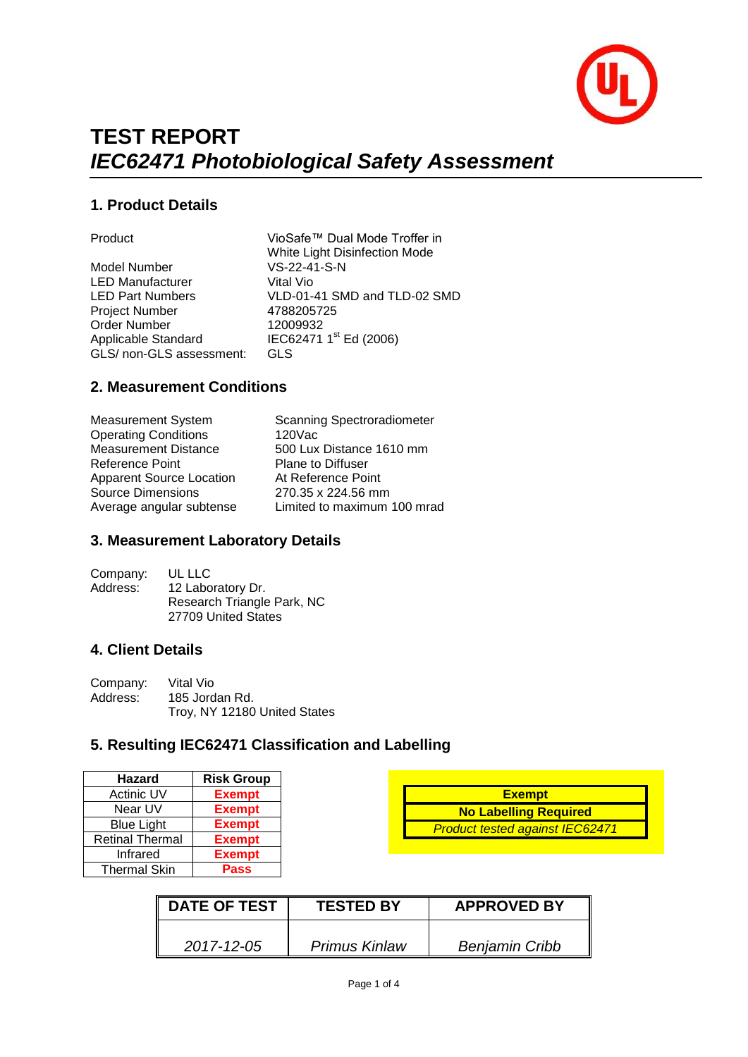# TEST REPORT

## *IEC62471 Photobiological Safety Assessment*

### 1. Product Details

| | |
|---|---|
| Product | VioSafe™ Dual Mode Troffer in White Light Disinfection Mode |
| Model Number | VS-22-41-S-N |
| LED Manufacturer | Vital Vio |
| LED Part Numbers | VLD-01-41 SMD and TLD-02 SMD |
| Project Number | 4788205725 |
| Order Number | 12009932 |
| Applicable Standard | IEC62471 1st Ed (2006) |
| GLS/ non-GLS assessment: | GLS |

### 2. Measurement Conditions

| | |
|---|---|
| Measurement System | Scanning Spectroradiometer |
| Operating Conditions | 120Vac |
| Measurement Distance | 500 Lux Distance 1610 mm |
| Reference Point | Plane to Diffuser |
| Apparent Source Location | At Reference Point |
| Source Dimensions | 270.35 x 224.56 mm |
| Average angular subtense | Limited to maximum 100 mrad |

### 3. Measurement Laboratory Details

Company: UL LLC
Address: 12 Laboratory Dr.
Research Triangle Park, NC
27709 United States

### 4. Client Details

Company: Vital Vio
Address: 185 Jordan Rd.
Troy, NY 12180 United States

### 5. Resulting IEC62471 Classification and Labelling

| Hazard | Risk Group |
|---|---|
| Actinic UV | **Exempt** |
| Near UV | **Exempt** |
| Blue Light | **Exempt** |
| Retinal Thermal | **Exempt** |
| Infrared | **Exempt** |
| Thermal Skin | **Pass** |

| **Exempt** |
|---|
| **No Labelling Required** |
| *Product tested against IEC62471* |

| DATE OF TEST | TESTED BY | APPROVED BY |
|---|---|---|
| *2017-12-05* | *Primus Kinlaw* | *Benjamin Cribb* |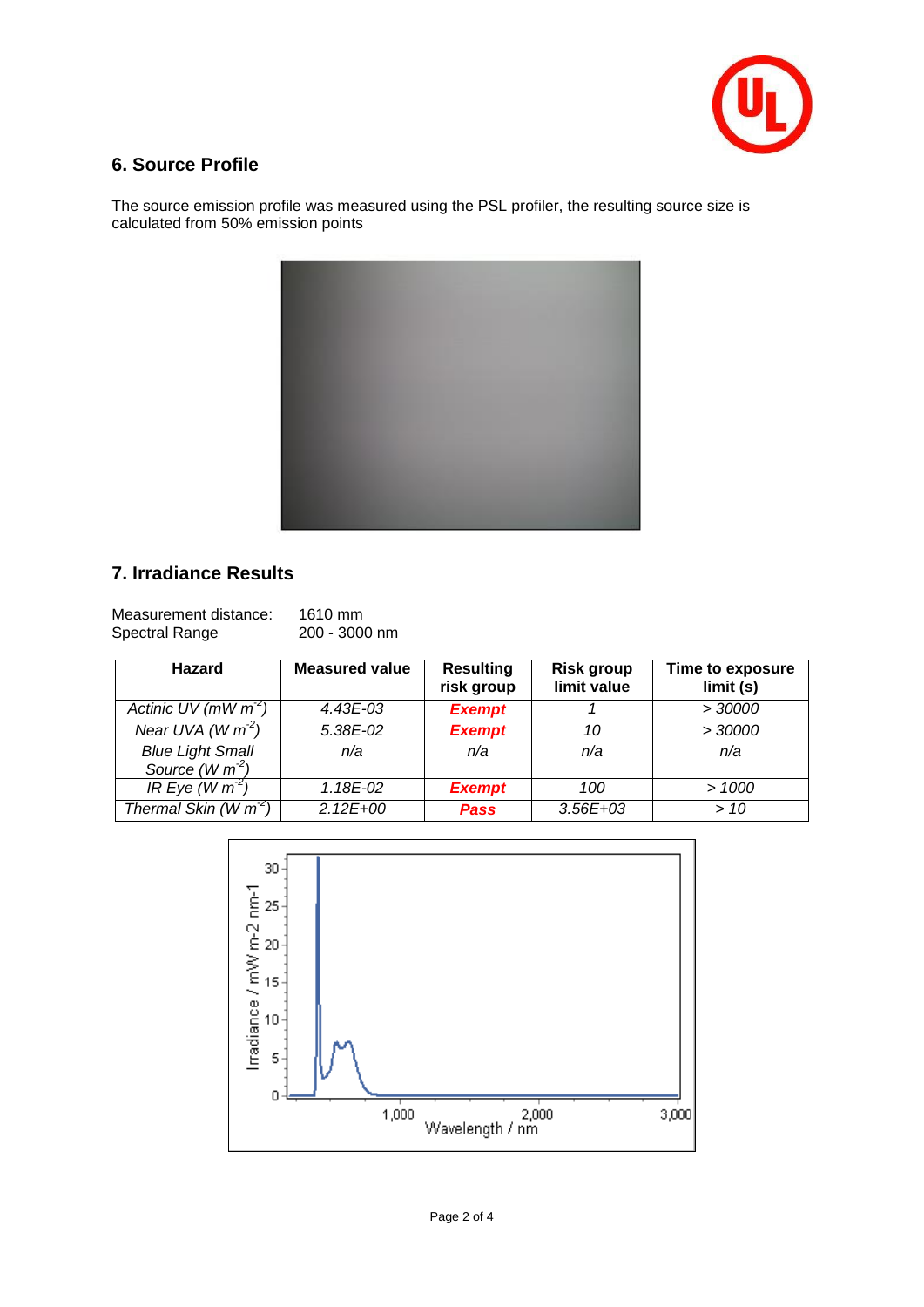## 6. Source Profile

The source emission profile was measured using the PSL profiler, the resulting source size is calculated from 50% emission points

## 7. Irradiance Results

Measurement distance: 1610 mm
Spectral Range 200 - 3000 nm

| Hazard | Measured value | Resulting risk group | Risk group limit value | Time to exposure limit (s) |
|---|---|---|---|---|
| *Actinic UV (mW $m^{-2}$)* | *4.43E-03* | ***Exempt*** | *1* | *> 30000* |
| *Near UVA (W $m^{-2}$)* | *5.38E-02* | ***Exempt*** | *10* | *> 30000* |
| *Blue Light Small Source (W $m^{-2}$)* | *n/a* | *n/a* | *n/a* | *n/a* |
| *IR Eye (W $m^{-2}$)* | *1.18E-02* | ***Exempt*** | *100* | *> 1000* |
| *Thermal Skin (W $m^{-2}$)* | *2.12E+00* | ***Pass*** | *3.56E+03* | *> 10* |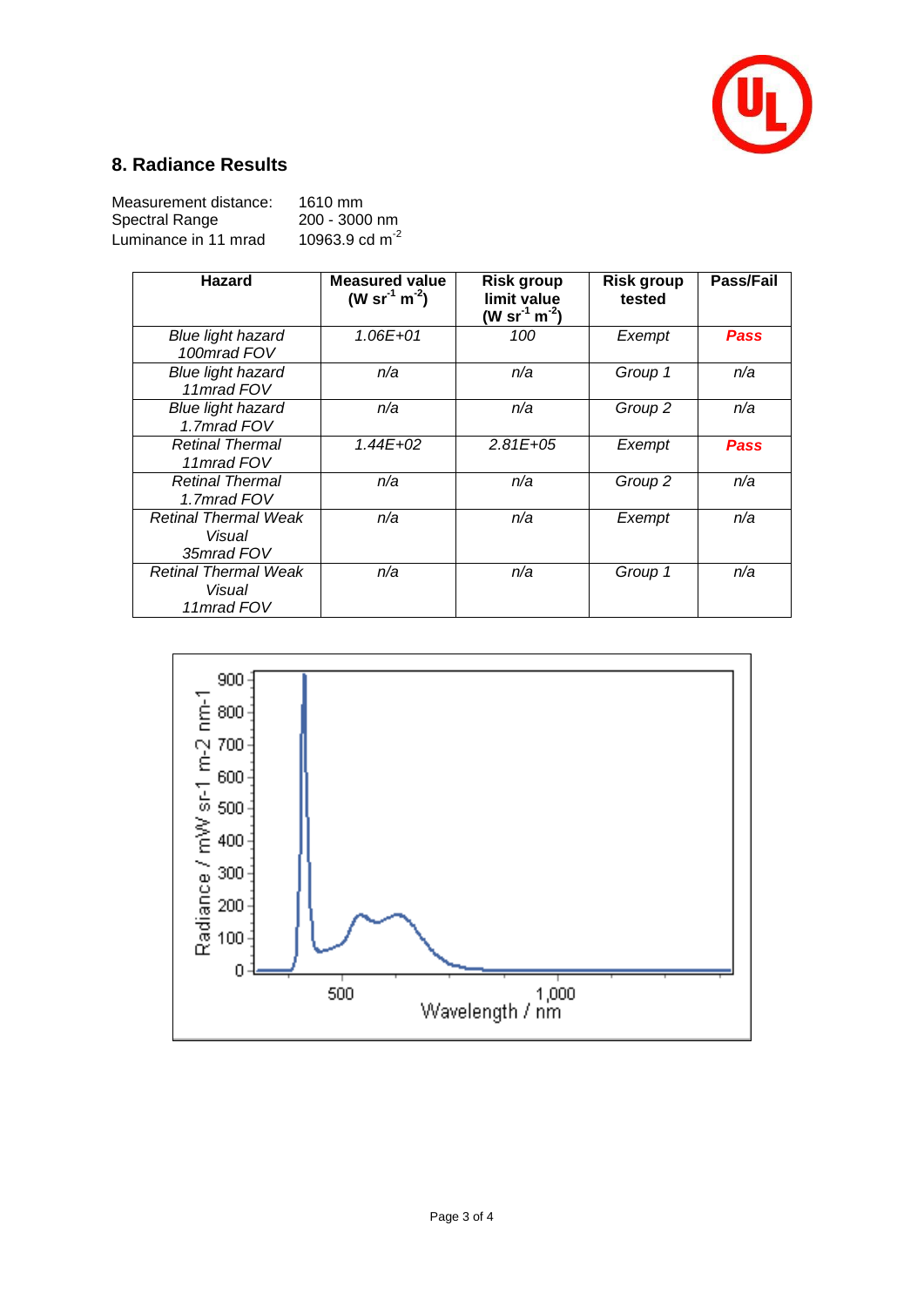## 8. Radiance Results

Measurement distance: 1610 mm
Spectral Range 200 - 3000 nm
Luminance in 11 mrad 10963.9 cd $m^{-2}$

| Hazard | Measured value ($W\ sr^{-1}\ m^{-2}$) | Risk group limit value ($W\ sr^{-1}\ m^{-2}$) | Risk group tested | Pass/Fail |
|---|---|---|---|---|
| *Blue light hazard 100mrad FOV* | *1.06E+01* | *100* | *Exempt* | ***Pass*** |
| *Blue light hazard 11mrad FOV* | *n/a* | *n/a* | *Group 1* | *n/a* |
| *Blue light hazard 1.7mrad FOV* | *n/a* | *n/a* | *Group 2* | *n/a* |
| *Retinal Thermal 11mrad FOV* | *1.44E+02* | *2.81E+05* | *Exempt* | ***Pass*** |
| *Retinal Thermal 1.7mrad FOV* | *n/a* | *n/a* | *Group 2* | *n/a* |
| *Retinal Thermal Weak Visual 35mrad FOV* | *n/a* | *n/a* | *Exempt* | *n/a* |
| *Retinal Thermal Weak Visual 11mrad FOV* | *n/a* | *n/a* | *Group 1* | *n/a* |

Radiance / mW sr-1 m-2 nm-1

Wavelength / nm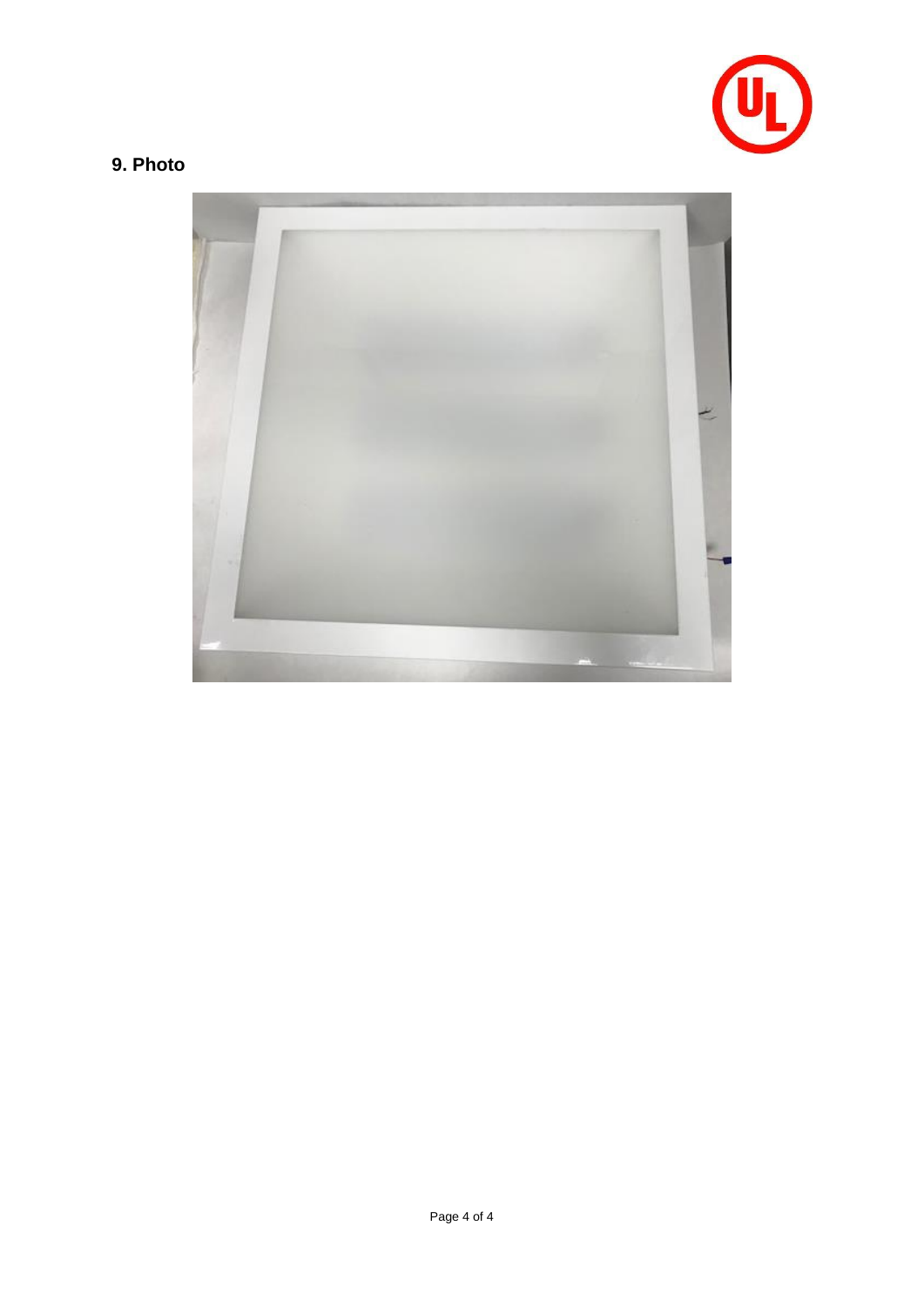## 9. Photo